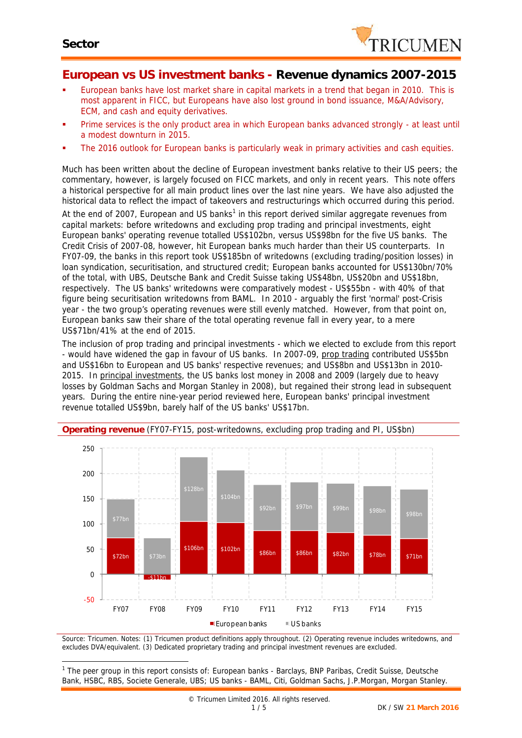**Sector**

# European vs US investment banks - Revenue dynamics 2007-2015

- European banks have lost market share in capital markets in a trend that began in 2010. This is most apparent in FICC, but Europeans have also lost ground in bond issuance, M&A/Advisory, ECM, and cash and equity derivatives.
- Prime services is the only product area in which European banks advanced strongly - at least until a modest downturn in 2015.
- The 2016 outlook for European banks is particularly weak in primary activities and cash equities.

Much has been written about the decline of European investment banks relative to their US peers; the commentary, however, is largely focused on FICC markets, and only in recent years. This note offers a historical perspective for all main product lines over the last nine years. We have also adjusted the historical data to reflect the impact of takeovers and restructurings which occurred during this period.

At the end of 2007, European and US banks[1] in this report derived similar aggregate revenues from capital markets: before writedowns and excluding prop trading and principal investments, eight European banks' operating revenue totalled US$102bn, versus US$98bn for the five US banks. The Credit Crisis of 2007-08, however, hit European banks much harder than their US counterparts. In FY07-09, the banks in this report took US$185bn of writedowns (excluding trading/position losses) in loan syndication, securitisation, and structured credit; European banks accounted for US$130bn/70% of the total, with UBS, Deutsche Bank and Credit Suisse taking US$48bn, US$20bn and US$18bn, respectively. The US banks' writedowns were comparatively modest - US$55bn - with 40% of that figure being securitisation writedowns from BAML. In 2010 - arguably the first 'normal' post-Crisis year - the two group's operating revenues were still evenly matched. However, from that point on, European banks saw their share of the total operating revenue fall in every year, to a mere US$71bn/41% at the end of 2015.

The inclusion of prop trading and principal investments - which we elected to exclude from this report - would have widened the gap in favour of US banks. In 2007-09, prop trading contributed US$5bn and US$16bn to European and US banks' respective revenues; and US$8bn and US$13bn in 2010-2015. In principal investments, the US banks lost money in 2008 and 2009 (largely due to heavy losses by Goldman Sachs and Morgan Stanley in 2008), but regained their strong lead in subsequent years. During the entire nine-year period reviewed here, European banks' principal investment revenue totalled US$9bn, barely half of the US banks' US$17bn.

**Operating revenue** (FY07-FY15, post-writedowns, excluding prop trading and PI, US$bn)

| | FY07 | FY08 | FY09 | FY10 | FY11 | FY12 | FY13 | FY14 | FY15 |
|---|---|---|---|---|---|---|---|---|---|
| European banks | $72bn | -$11bn | $106bn | $102bn | $86bn | $86bn | $82bn | $78bn | $71bn |
| US banks | $77bn | $73bn | $128bn | $104bn | $92bn | $97bn | $99bn | $98bn | $98bn |

Source: Tricumen. Notes: (1) Tricumen product definitions apply throughout. (2) Operating revenue includes writedowns, and excludes DVA/equivalent. (3) Dedicated proprietary trading and principal investment revenues are excluded.

[1] The peer group in this report consists of: European banks - Barclays, BNP Paribas, Credit Suisse, Deutsche Bank, HSBC, RBS, Societe Generale, UBS; US banks - BAML, Citi, Goldman Sachs, J.P.Morgan, Morgan Stanley.

© Tricumen Limited 2016. All rights reserved.

DK / SW 21 March 2016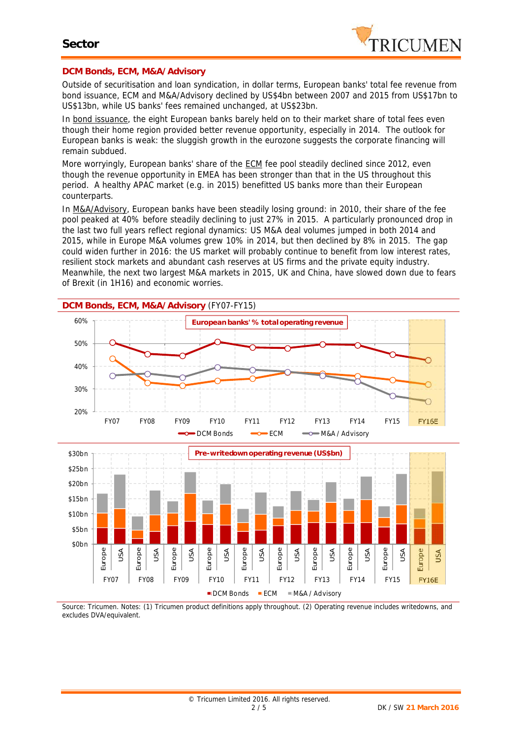## DCM Bonds, ECM, M&A/Advisory

Outside of securitisation and loan syndication, in dollar terms, European banks' total fee revenue from bond issuance, ECM and M&A/Advisory declined by US$4bn between 2007 and 2015 from US$17bn to US$13bn, while US banks' fees remained unchanged, at US$23bn.

In bond issuance, the eight European banks barely held on to their market share of total fees even though their home region provided better revenue opportunity, especially in 2014. The outlook for European banks is weak: the sluggish growth in the eurozone suggests the corporate financing will remain subdued.

More worryingly, European banks' share of the ECM fee pool steadily declined since 2012, even though the revenue opportunity in EMEA has been stronger than that in the US throughout this period. A healthy APAC market (e.g. in 2015) benefitted US banks more than their European counterparts.

In M&A/Advisory, European banks have been steadily losing ground: in 2010, their share of the fee pool peaked at 40% before steadily declining to just 27% in 2015. A particularly pronounced drop in the last two full years reflect regional dynamics: US M&A deal volumes jumped in both 2014 and 2015, while in Europe M&A volumes grew 10% in 2014, but then declined by 8% in 2015. The gap could widen further in 2016: the US market will probably continue to benefit from low interest rates, resilient stock markets and abundant cash reserves at US firms and the private equity industry. Meanwhile, the next two largest M&A markets in 2015, UK and China, have slowed down due to fears of Brexit (in 1H16) and economic worries.

**DCM Bonds, ECM, M&A/Advisory** (FY07-FY15)

European banks' % total operating revenue

Pre-writedown operating revenue (US$bn)

Source: Tricumen. Notes: (1) Tricumen product definitions apply throughout. (2) Operating revenue includes writedowns, and excludes DVA/equivalent.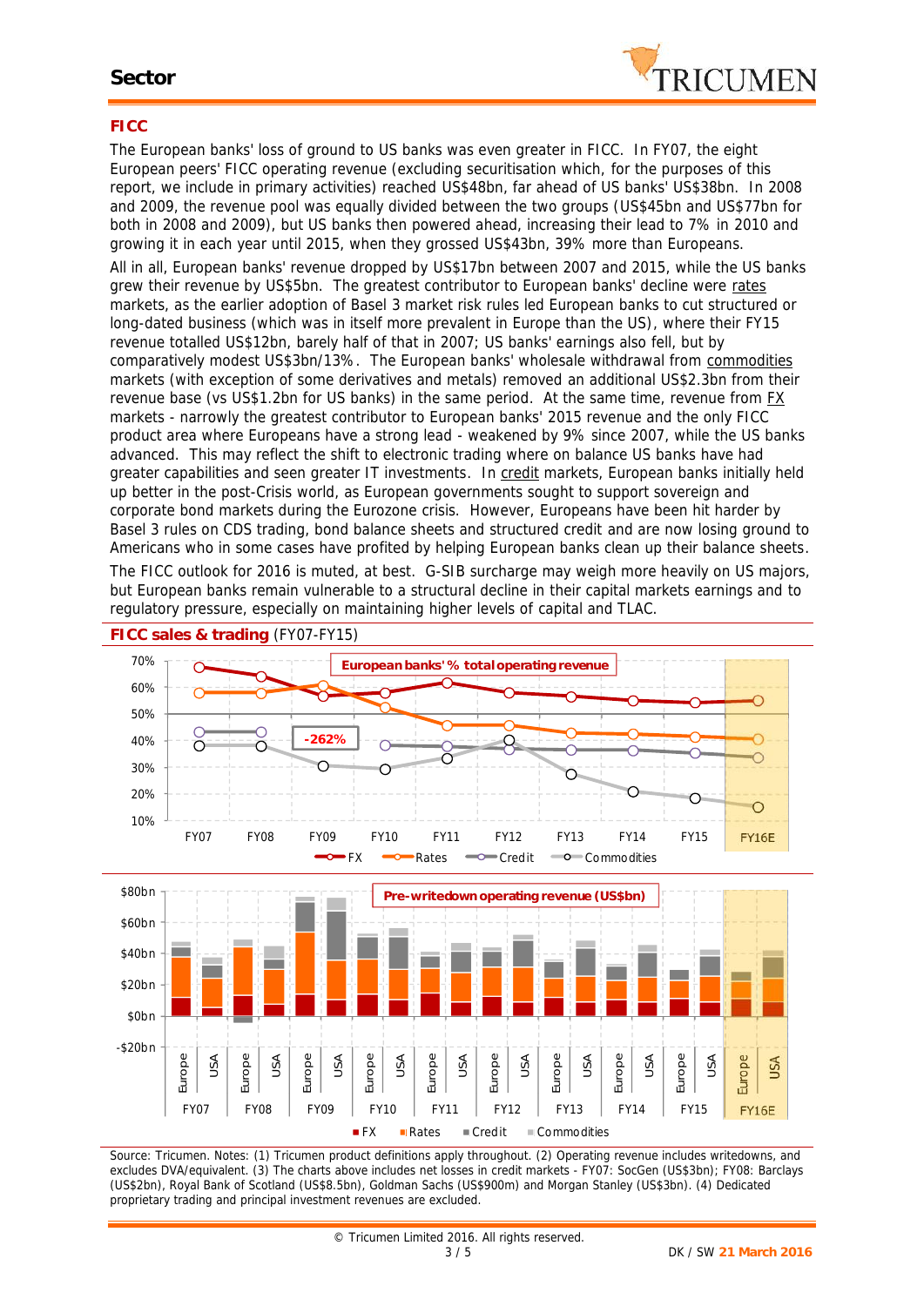## FICC

The European banks' loss of ground to US banks was even greater in FICC. In FY07, the eight European peers' FICC operating revenue (excluding securitisation which, for the purposes of this report, we include in primary activities) reached US$48bn, far ahead of US banks' US$38bn. In 2008 and 2009, the revenue pool was equally divided between the two groups (US$45bn and US$77bn for both in 2008 and 2009), but US banks then powered ahead, increasing their lead to 7% in 2010 and growing it in each year until 2015, when they grossed US$43bn, 39% more than Europeans.

All in all, European banks' revenue dropped by US$17bn between 2007 and 2015, while the US banks grew their revenue by US$5bn. The greatest contributor to European banks' decline were rates markets, as the earlier adoption of Basel 3 market risk rules led European banks to cut structured or long-dated business (which was in itself more prevalent in Europe than the US), where their FY15 revenue totalled US$12bn, barely half of that in 2007; US banks' earnings also fell, but by comparatively modest US$3bn/13%. The European banks' wholesale withdrawal from commodities markets (with exception of some derivatives and metals) removed an additional US$2.3bn from their revenue base (vs US$1.2bn for US banks) in the same period. At the same time, revenue from FX markets - narrowly the greatest contributor to European banks' 2015 revenue and the only FICC product area where Europeans have a strong lead - weakened by 9% since 2007, while the US banks advanced. This may reflect the shift to electronic trading where on balance US banks have had greater capabilities and seen greater IT investments. In credit markets, European banks initially held up better in the post-Crisis world, as European governments sought to support sovereign and corporate bond markets during the Eurozone crisis. However, Europeans have been hit harder by Basel 3 rules on CDS trading, bond balance sheets and structured credit and are now losing ground to Americans who in some cases have profited by helping European banks clean up their balance sheets.

The FICC outlook for 2016 is muted, at best. G-SIB surcharge may weigh more heavily on US majors, but European banks remain vulnerable to a structural decline in their capital markets earnings and to regulatory pressure, especially on maintaining higher levels of capital and TLAC.

**FICC sales & trading** (FY07-FY15)

Source: Tricumen. Notes: (1) Tricumen product definitions apply throughout. (2) Operating revenue includes writedowns, and excludes DVA/equivalent. (3) The charts above includes net losses in credit markets - FY07: SocGen (US$3bn); FY08: Barclays (US$2bn), Royal Bank of Scotland (US$8.5bn), Goldman Sachs (US$900m) and Morgan Stanley (US$3bn). (4) Dedicated proprietary trading and principal investment revenues are excluded.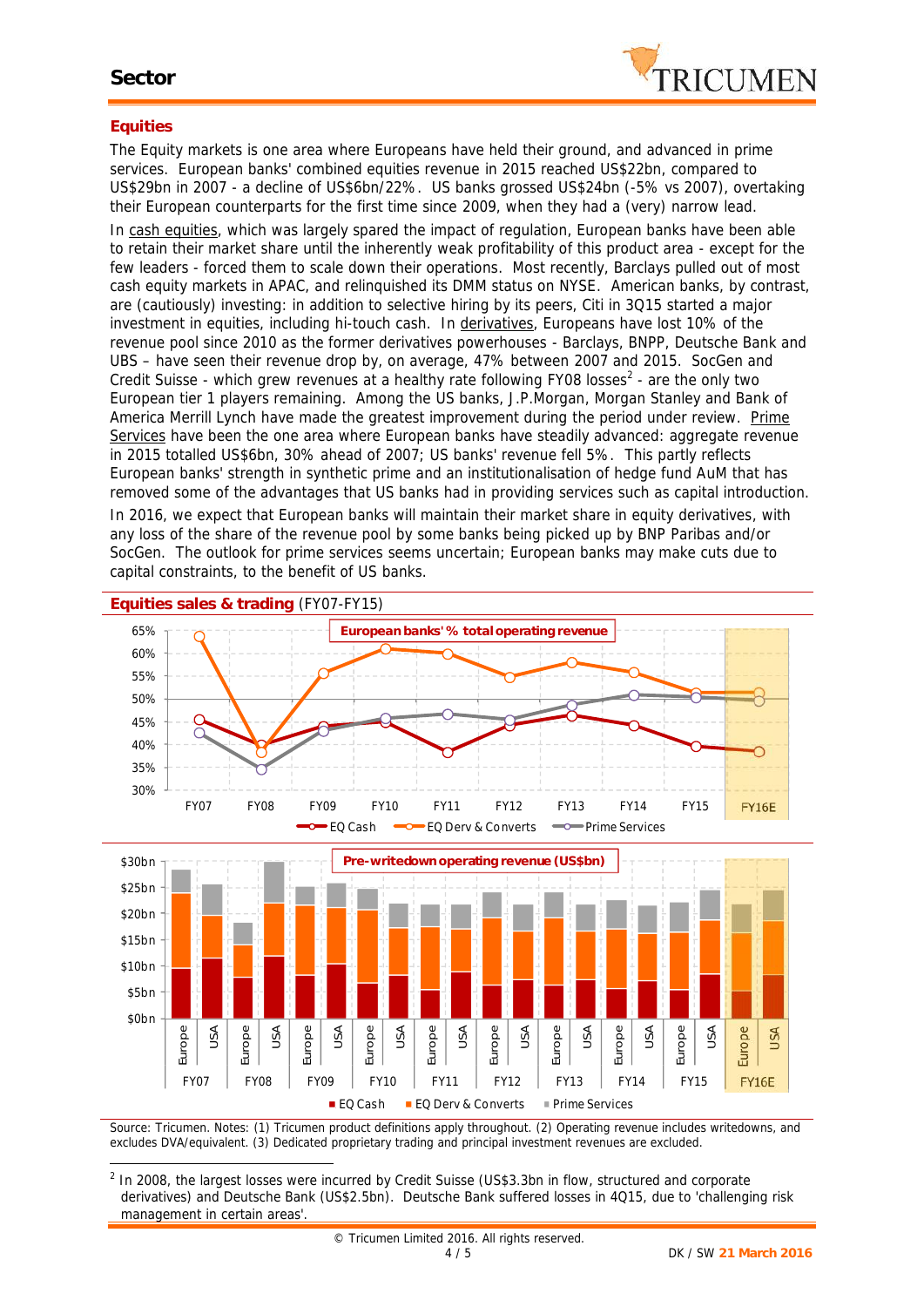## Equities

The Equity markets is one area where Europeans have held their ground, and advanced in prime services. European banks' combined equities revenue in 2015 reached US$22bn, compared to US$29bn in 2007 - a decline of US$6bn/22%. US banks grossed US$24bn (-5% vs 2007), overtaking their European counterparts for the first time since 2009, when they had a (very) narrow lead.

In cash equities, which was largely spared the impact of regulation, European banks have been able to retain their market share until the inherently weak profitability of this product area - except for the few leaders - forced them to scale down their operations. Most recently, Barclays pulled out of most cash equity markets in APAC, and relinquished its DMM status on NYSE. American banks, by contrast, are (cautiously) investing: in addition to selective hiring by its peers, Citi in 3Q15 started a major investment in equities, including hi-touch cash. In derivatives, Europeans have lost 10% of the revenue pool since 2010 as the former derivatives powerhouses - Barclays, BNPP, Deutsche Bank and UBS – have seen their revenue drop by, on average, 47% between 2007 and 2015. SocGen and Credit Suisse - which grew revenues at a healthy rate following FY08 losses[2] - are the only two European tier 1 players remaining. Among the US banks, J.P.Morgan, Morgan Stanley and Bank of America Merrill Lynch have made the greatest improvement during the period under review. Prime Services have been the one area where European banks have steadily advanced: aggregate revenue in 2015 totalled US$6bn, 30% ahead of 2007; US banks' revenue fell 5%. This partly reflects European banks' strength in synthetic prime and an institutionalisation of hedge fund AuM that has removed some of the advantages that US banks had in providing services such as capital introduction.

In 2016, we expect that European banks will maintain their market share in equity derivatives, with any loss of the share of the revenue pool by some banks being picked up by BNP Paribas and/or SocGen. The outlook for prime services seems uncertain; European banks may make cuts due to capital constraints, to the benefit of US banks.

**Equities sales & trading** (FY07-FY15)

European banks' % total operating revenue

| | FY07 | FY08 | FY09 | FY10 | FY11 | FY12 | FY13 | FY14 | FY15 | FY16E |
|---|---|---|---|---|---|---|---|---|---|---|
| EQ Cash | 45% | 40% | 44% | 45% | 38% | 44% | 46% | 44% | 39% | 38% |
| EQ Derv & Converts | 63% | 38% | 56% | 61% | 60% | 55% | 58% | 56% | 51% | 51% |
| Prime Services | 42% | 35% | 43% | 46% | 47% | 45% | 49% | 51% | 50% | 50% |

Pre-writedown operating revenue (US$bn)

Bar chart by FY07–FY15 and FY16E, Europe vs USA, stacked by EQ Cash, EQ Derv & Converts, Prime Services (scale $0bn–$30bn).

Source: Tricumen. Notes: (1) Tricumen product definitions apply throughout. (2) Operating revenue includes writedowns, and excludes DVA/equivalent. (3) Dedicated proprietary trading and principal investment revenues are excluded.

---

[2] In 2008, the largest losses were incurred by Credit Suisse (US$3.3bn in flow, structured and corporate derivatives) and Deutsche Bank (US$2.5bn). Deutsche Bank suffered losses in 4Q15, due to 'challenging risk management in certain areas'.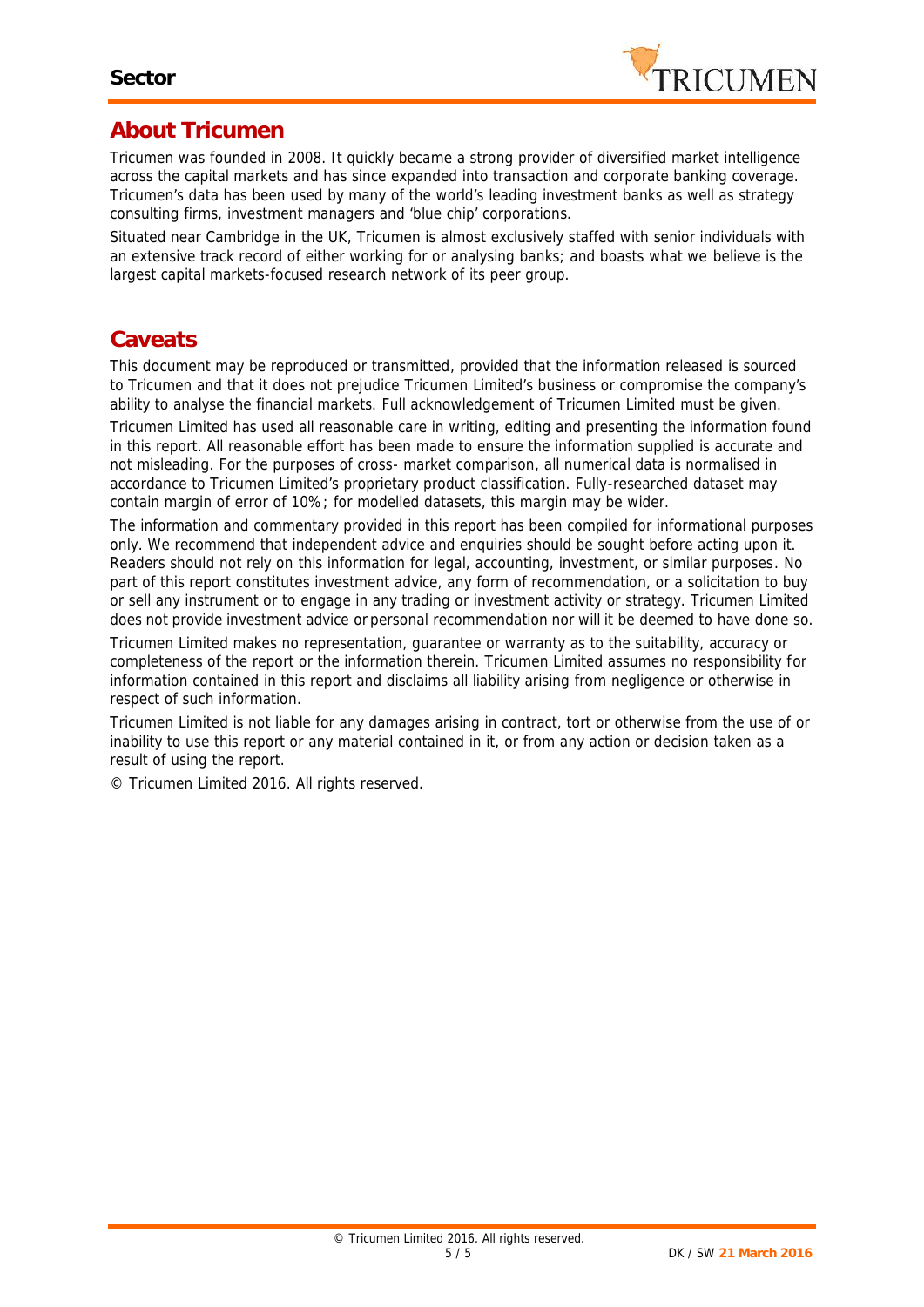## About Tricumen

Tricumen was founded in 2008. It quickly became a strong provider of diversified market intelligence across the capital markets and has since expanded into transaction and corporate banking coverage. Tricumen's data has been used by many of the world's leading investment banks as well as strategy consulting firms, investment managers and 'blue chip' corporations.

Situated near Cambridge in the UK, Tricumen is almost exclusively staffed with senior individuals with an extensive track record of either working for or analysing banks; and boasts what we believe is the largest capital markets-focused research network of its peer group.

## Caveats

This document may be reproduced or transmitted, provided that the information released is sourced to Tricumen and that it does not prejudice Tricumen Limited's business or compromise the company's ability to analyse the financial markets. Full acknowledgement of Tricumen Limited must be given.

Tricumen Limited has used all reasonable care in writing, editing and presenting the information found in this report. All reasonable effort has been made to ensure the information supplied is accurate and not misleading. For the purposes of cross- market comparison, all numerical data is normalised in accordance to Tricumen Limited's proprietary product classification. Fully-researched dataset may contain margin of error of 10%; for modelled datasets, this margin may be wider.

The information and commentary provided in this report has been compiled for informational purposes only. We recommend that independent advice and enquiries should be sought before acting upon it. Readers should not rely on this information for legal, accounting, investment, or similar purposes. No part of this report constitutes investment advice, any form of recommendation, or a solicitation to buy or sell any instrument or to engage in any trading or investment activity or strategy. Tricumen Limited does not provide investment advice or personal recommendation nor will it be deemed to have done so.

Tricumen Limited makes no representation, guarantee or warranty as to the suitability, accuracy or completeness of the report or the information therein. Tricumen Limited assumes no responsibility for information contained in this report and disclaims all liability arising from negligence or otherwise in respect of such information.

Tricumen Limited is not liable for any damages arising in contract, tort or otherwise from the use of or inability to use this report or any material contained in it, or from any action or decision taken as a result of using the report.

© Tricumen Limited 2016. All rights reserved.